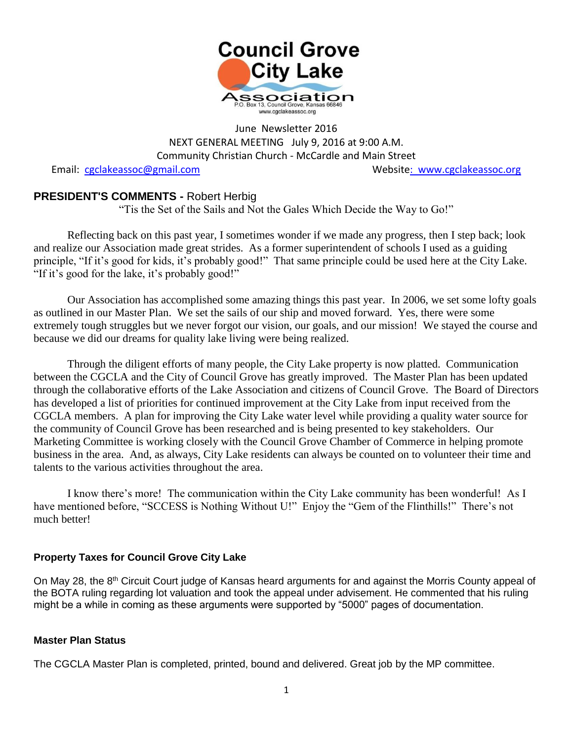# Council Grove City Lake Association

P.O. Box 13, Council Grove, Kansas 66846
www.cgclakeassoc.org

June Newsletter 2016

NEXT GENERAL MEETING July 9, 2016 at 9:00 A.M.

Community Christian Church - McCardle and Main Street

Email: cgclakeassoc@gmail.com Website: www.cgclakeassoc.org

## PRESIDENT'S COMMENTS - Robert Herbig

"Tis the Set of the Sails and Not the Gales Which Decide the Way to Go!"

Reflecting back on this past year, I sometimes wonder if we made any progress, then I step back; look and realize our Association made great strides. As a former superintendent of schools I used as a guiding principle, "If it's good for kids, it's probably good!" That same principle could be used here at the City Lake. "If it's good for the lake, it's probably good!"

Our Association has accomplished some amazing things this past year. In 2006, we set some lofty goals as outlined in our Master Plan. We set the sails of our ship and moved forward. Yes, there were some extremely tough struggles but we never forgot our vision, our goals, and our mission! We stayed the course and because we did our dreams for quality lake living were being realized.

Through the diligent efforts of many people, the City Lake property is now platted. Communication between the CGCLA and the City of Council Grove has greatly improved. The Master Plan has been updated through the collaborative efforts of the Lake Association and citizens of Council Grove. The Board of Directors has developed a list of priorities for continued improvement at the City Lake from input received from the CGCLA members. A plan for improving the City Lake water level while providing a quality water source for the community of Council Grove has been researched and is being presented to key stakeholders. Our Marketing Committee is working closely with the Council Grove Chamber of Commerce in helping promote business in the area. And, as always, City Lake residents can always be counted on to volunteer their time and talents to the various activities throughout the area.

I know there's more! The communication within the City Lake community has been wonderful! As I have mentioned before, "SCCESS is Nothing Without U!" Enjoy the "Gem of the Flinthills!" There's not much better!

### Property Taxes for Council Grove City Lake

On May 28, the 8th Circuit Court judge of Kansas heard arguments for and against the Morris County appeal of the BOTA ruling regarding lot valuation and took the appeal under advisement. He commented that his ruling might be a while in coming as these arguments were supported by "5000" pages of documentation.

### Master Plan Status

The CGCLA Master Plan is completed, printed, bound and delivered. Great job by the MP committee.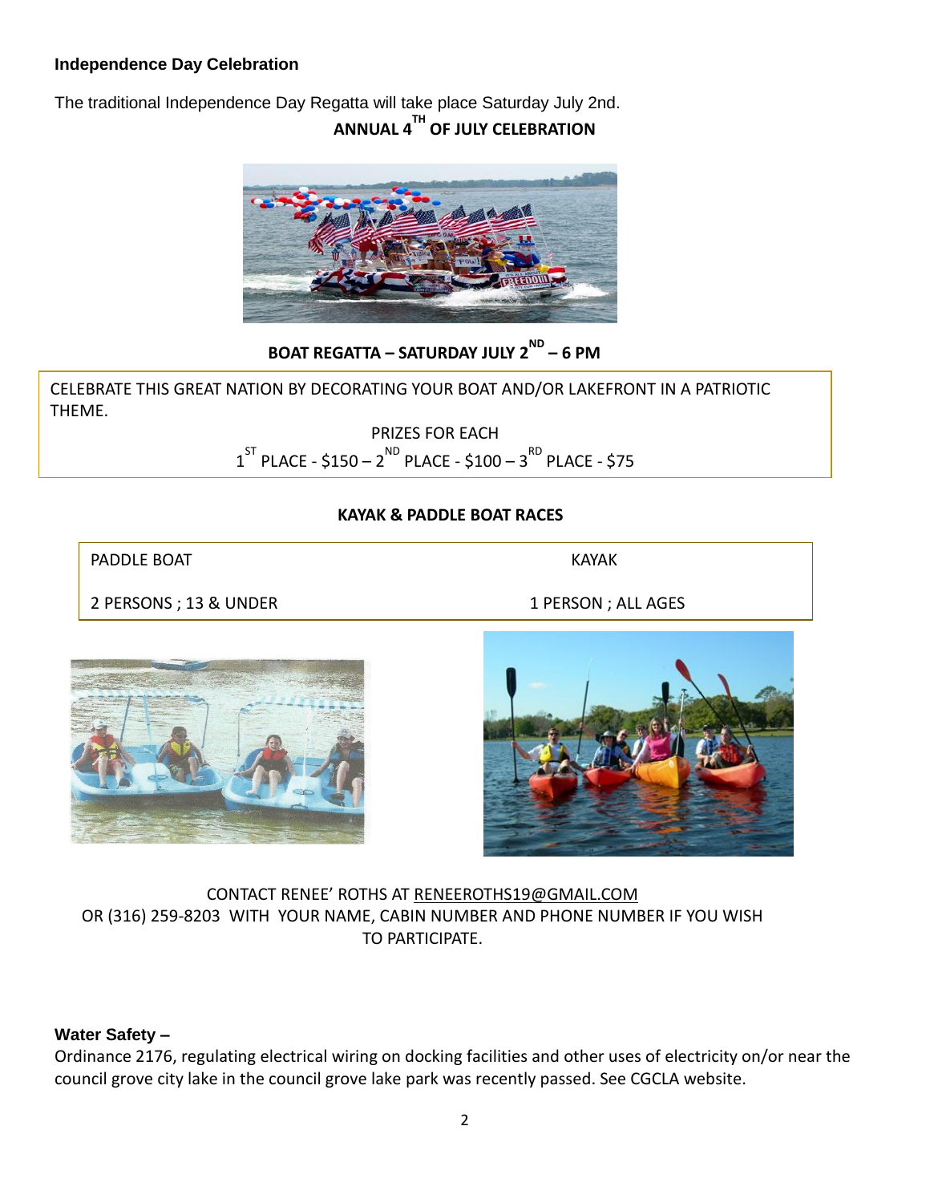### Independence Day Celebration

The traditional Independence Day Regatta will take place Saturday July 2nd.

**ANNUAL 4TH OF JULY CELEBRATION**

**BOAT REGATTA – SATURDAY JULY 2ND – 6 PM**

CELEBRATE THIS GREAT NATION BY DECORATING YOUR BOAT AND/OR LAKEFRONT IN A PATRIOTIC THEME.

PRIZES FOR EACH

1ST PLACE - $150 – 2ND PLACE - $100 – 3RD PLACE - $75

**KAYAK & PADDLE BOAT RACES**

| PADDLE BOAT | KAYAK |
| --- | --- |
| 2 PERSONS ; 13 & UNDER | 1 PERSON ; ALL AGES |

CONTACT RENEE' ROTHS AT RENEEROTHS19@GMAIL.COM OR (316) 259-8203 WITH YOUR NAME, CABIN NUMBER AND PHONE NUMBER IF YOU WISH TO PARTICIPATE.

### Water Safety –

Ordinance 2176, regulating electrical wiring on docking facilities and other uses of electricity on/or near the council grove city lake in the council grove lake park was recently passed. See CGCLA website.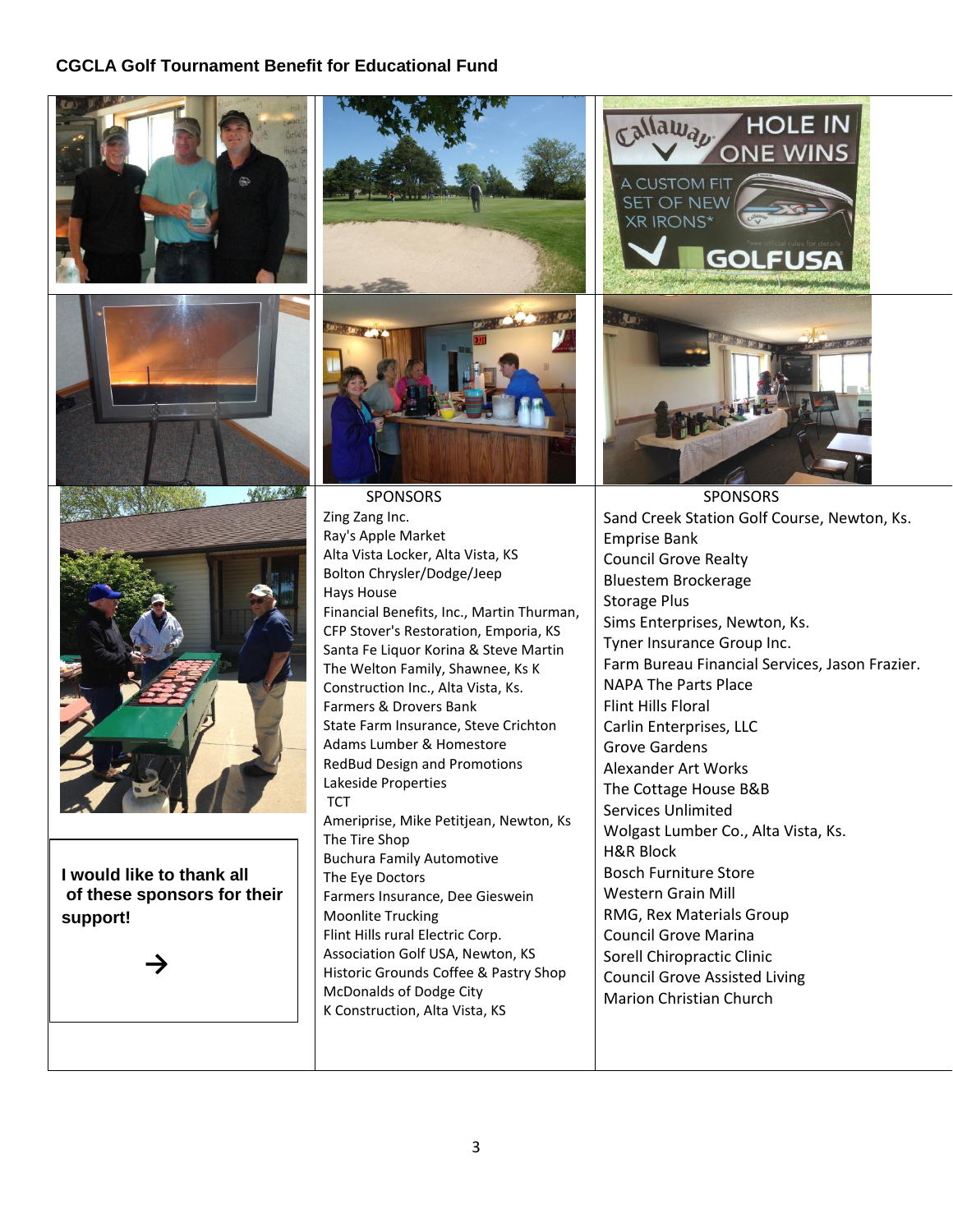## CGCLA Golf Tournament Benefit for Educational Fund

**I would like to thank all of these sponsors for their support!**

→

SPONSORS

Zing Zang Inc.
Ray's Apple Market
Alta Vista Locker, Alta Vista, KS
Bolton Chrysler/Dodge/Jeep
Hays House
Financial Benefits, Inc., Martin Thurman,
CFP Stover's Restoration, Emporia, KS
Santa Fe Liquor Korina & Steve Martin
The Welton Family, Shawnee, Ks K
Construction Inc., Alta Vista, Ks.
Farmers & Drovers Bank
State Farm Insurance, Steve Crichton
Adams Lumber & Homestore
RedBud Design and Promotions
Lakeside Properties
TCT
Ameriprise, Mike Petitjean, Newton, Ks
The Tire Shop
Buchura Family Automotive
The Eye Doctors
Farmers Insurance, Dee Gieswein
Moonlite Trucking
Flint Hills rural Electric Corp.
Association Golf USA, Newton, KS
Historic Grounds Coffee & Pastry Shop
McDonalds of Dodge City
K Construction, Alta Vista, KS

SPONSORS

Sand Creek Station Golf Course, Newton, Ks.
Emprise Bank
Council Grove Realty
Bluestem Brockerage
Storage Plus
Sims Enterprises, Newton, Ks.
Tyner Insurance Group Inc.
Farm Bureau Financial Services, Jason Frazier.
NAPA The Parts Place
Flint Hills Floral
Carlin Enterprises, LLC
Grove Gardens
Alexander Art Works
The Cottage House B&B
Services Unlimited
Wolgast Lumber Co., Alta Vista, Ks.
H&R Block
Bosch Furniture Store
Western Grain Mill
RMG, Rex Materials Group
Council Grove Marina
Sorell Chiropractic Clinic
Council Grove Assisted Living
Marion Christian Church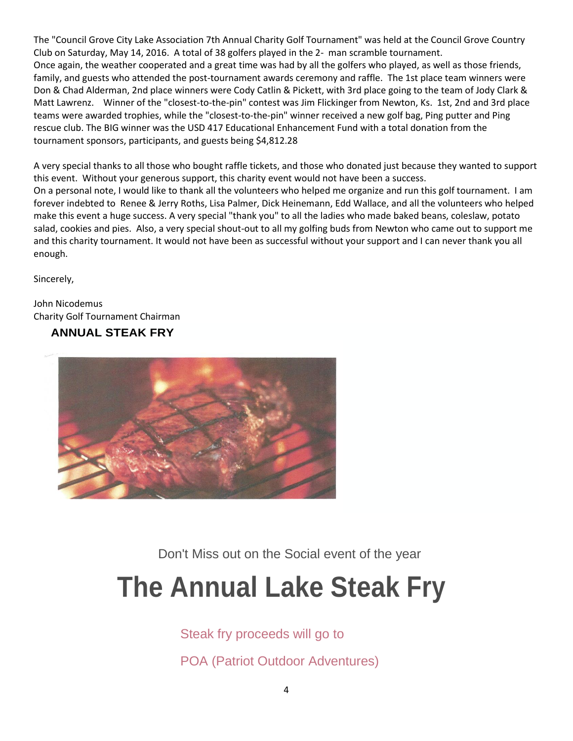The "Council Grove City Lake Association 7th Annual Charity Golf Tournament" was held at the Council Grove Country Club on Saturday, May 14, 2016. A total of 38 golfers played in the 2- man scramble tournament.
Once again, the weather cooperated and a great time was had by all the golfers who played, as well as those friends, family, and guests who attended the post-tournament awards ceremony and raffle. The 1st place team winners were Don & Chad Alderman, 2nd place winners were Cody Catlin & Pickett, with 3rd place going to the team of Jody Clark & Matt Lawrenz. Winner of the "closest-to-the-pin" contest was Jim Flickinger from Newton, Ks. 1st, 2nd and 3rd place teams were awarded trophies, while the "closest-to-the-pin" winner received a new golf bag, Ping putter and Ping rescue club. The BIG winner was the USD 417 Educational Enhancement Fund with a total donation from the tournament sponsors, participants, and guests being $4,812.28

A very special thanks to all those who bought raffle tickets, and those who donated just because they wanted to support this event. Without your generous support, this charity event would not have been a success.
On a personal note, I would like to thank all the volunteers who helped me organize and run this golf tournament. I am forever indebted to Renee & Jerry Roths, Lisa Palmer, Dick Heinemann, Edd Wallace, and all the volunteers who helped make this event a huge success. A very special "thank you" to all the ladies who made baked beans, coleslaw, potato salad, cookies and pies. Also, a very special shout-out to all my golfing buds from Newton who came out to support me and this charity tournament. It would not have been as successful without your support and I can never thank you all enough.

Sincerely,

John Nicodemus
Charity Golf Tournament Chairman

## ANNUAL STEAK FRY

Don't Miss out on the Social event of the year

# The Annual Lake Steak Fry

Steak fry proceeds will go to

POA (Patriot Outdoor Adventures)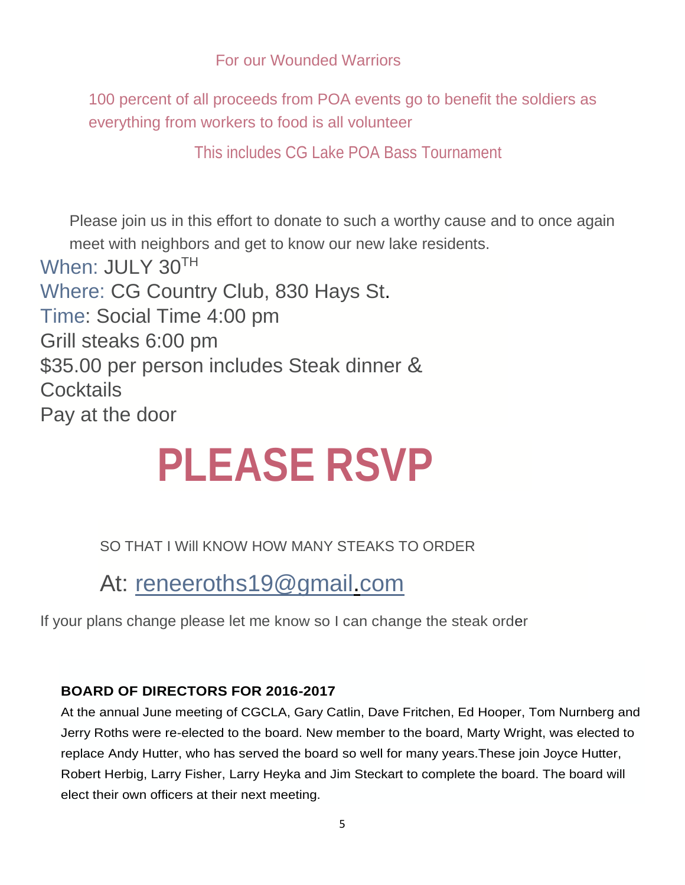For our Wounded Warriors

100 percent of all proceeds from POA events go to benefit the soldiers as everything from workers to food is all volunteer

This includes CG Lake POA Bass Tournament

Please join us in this effort to donate to such a worthy cause and to once again meet with neighbors and get to know our new lake residents.

When: JULY 30TH
Where: CG Country Club, 830 Hays St.
Time: Social Time 4:00 pm
Grill steaks 6:00 pm
$35.00 per person includes Steak dinner & Cocktails
Pay at the door

# PLEASE RSVP

SO THAT I Will KNOW HOW MANY STEAKS TO ORDER

At: reneeroths19@gmail.com

If your plans change please let me know so I can change the steak order

**BOARD OF DIRECTORS FOR 2016-2017**

At the annual June meeting of CGCLA, Gary Catlin, Dave Fritchen, Ed Hooper, Tom Nurnberg and Jerry Roths were re-elected to the board. New member to the board, Marty Wright, was elected to replace Andy Hutter, who has served the board so well for many years.These join Joyce Hutter, Robert Herbig, Larry Fisher, Larry Heyka and Jim Steckart to complete the board. The board will elect their own officers at their next meeting.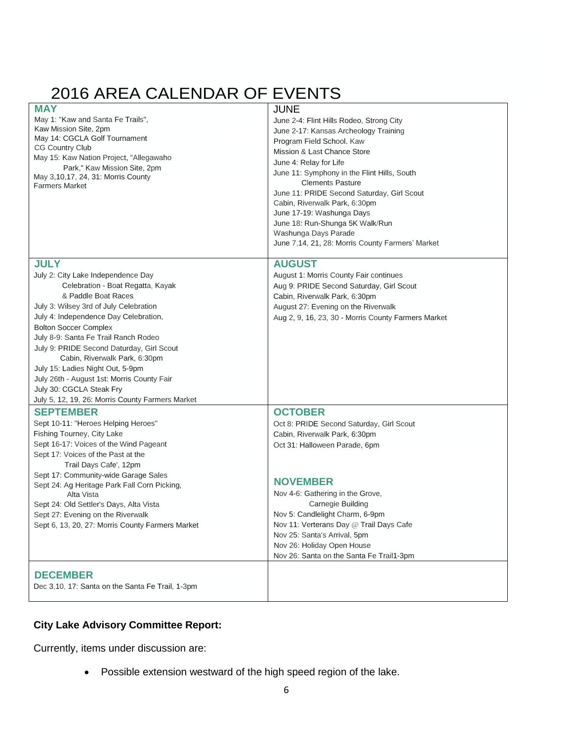# 2016 AREA CALENDAR OF EVENTS

| MAY | JUNE |
|---|---|
| May 1: "Kaw and Santa Fe Trails", Kaw Mission Site, 2pm<br>May 14: CGCLA Golf Tournament CG Country Club<br>May 15: Kaw Nation Project, "Allegawaho Park," Kaw Mission Site, 2pm<br>May 3,10,17, 24, 31: Morris County Farmers Market | June 2-4: Flint Hills Rodeo, Strong City<br>June 2-17: Kansas Archeology Training Program Field School. Kaw Mission & Last Chance Store<br>June 4: Relay for Life<br>June 11: Symphony in the Flint Hills, South Clements Pasture<br>June 11: PRIDE Second Saturday, Girl Scout Cabin, Riverwalk Park, 6:30pm<br>June 17-19: Washunga Days<br>June 18: Run-Shunga 5K Walk/Run Washunga Days Parade<br>June 7,14, 21, 28: Morris County Farmers' Market |
| **JULY** | **AUGUST** |
| July 2: City Lake Independence Day Celebration - Boat Regatta, Kayak & Paddle Boat Races<br>July 3: Wilsey 3rd of July Celebration<br>July 4: Independence Day Celebration, Bolton Soccer Complex<br>July 8-9: Santa Fe Trail Ranch Rodeo<br>July 9: PRIDE Second Daturday, Girl Scout Cabin, Riverwalk Park, 6:30pm<br>July 15: Ladies Night Out, 5-9pm<br>July 26th - August 1st: Morris County Fair<br>July 30: CGCLA Steak Fry<br>July 5, 12, 19, 26: Morris County Farmers Market | August 1: Morris County Fair continues<br>Aug 9: PRIDE Second Saturday, Girl Scout Cabin, Riverwalk Park, 6:30pm<br>August 27: Evening on the Riverwalk<br>Aug 2, 9, 16, 23, 30 - Morris County Farmers Market |
| **SEPTEMBER** | **OCTOBER** |
| Sept 10-11: "Heroes Helping Heroes" Fishing Tourney, City Lake<br>Sept 16-17: Voices of the Wind Pageant<br>Sept 17: Voices of the Past at the Trail Days Cafe', 12pm<br>Sept 17: Community-wide Garage Sales<br>Sept 24: Ag Heritage Park Fall Corn Picking, Alta Vista<br>Sept 24: Old Settler's Days, Alta Vista<br>Sept 27: Evening on the Riverwalk<br>Sept 6, 13, 20, 27: Morris County Farmers Market | Oct 8: PRIDE Second Saturday, Girl Scout Cabin, Riverwalk Park, 6:30pm<br>Oct 31: Halloween Parade, 6pm<br><br>**NOVEMBER**<br>Nov 4-6: Gathering in the Grove, Carnegie Building<br>Nov 5: Candlelight Charm, 6-9pm<br>Nov 11: Verterans Day @ Trail Days Cafe<br>Nov 25: Santa's Arrival, 5pm<br>Nov 26: Holiday Open House<br>Nov 26: Santa on the Santa Fe Trail1-3pm |
| **DECEMBER** | |
| Dec 3,10, 17: Santa on the Santa Fe Trail, 1-3pm | |

**City Lake Advisory Committee Report:**

Currently, items under discussion are:

- Possible extension westward of the high speed region of the lake.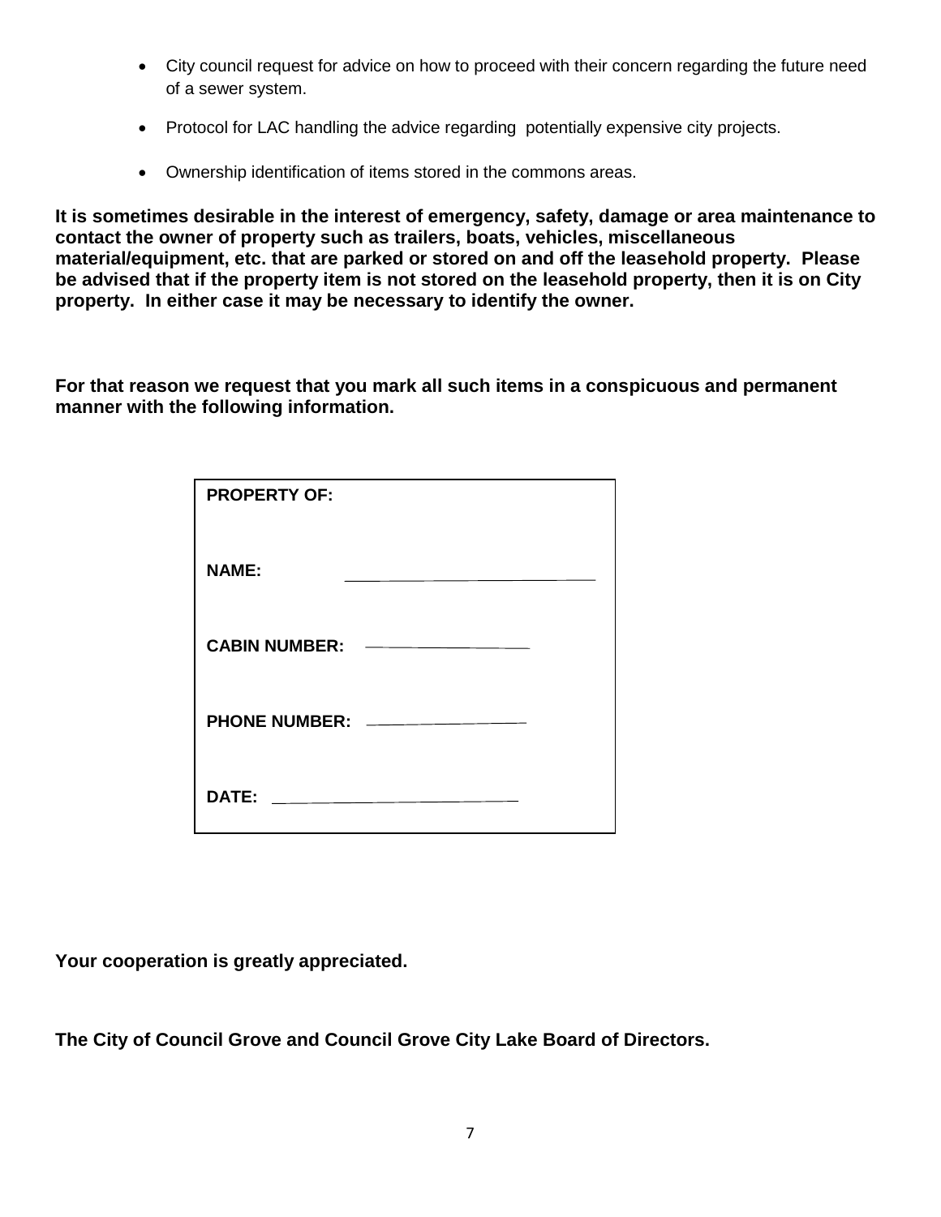- City council request for advice on how to proceed with their concern regarding the future need of a sewer system.
- Protocol for LAC handling the advice regarding potentially expensive city projects.
- Ownership identification of items stored in the commons areas.

**It is sometimes desirable in the interest of emergency, safety, damage or area maintenance to contact the owner of property such as trailers, boats, vehicles, miscellaneous material/equipment, etc. that are parked or stored on and off the leasehold property. Please be advised that if the property item is not stored on the leasehold property, then it is on City property. In either case it may be necessary to identify the owner.**

**For that reason we request that you mark all such items in a conspicuous and permanent manner with the following information.**

**PROPERTY OF:**

**NAME:** ______________________________

**CABIN NUMBER:** ____________________

**PHONE NUMBER:** ____________________

**DATE:** ______________________________

**Your cooperation is greatly appreciated.**

**The City of Council Grove and Council Grove City Lake Board of Directors.**